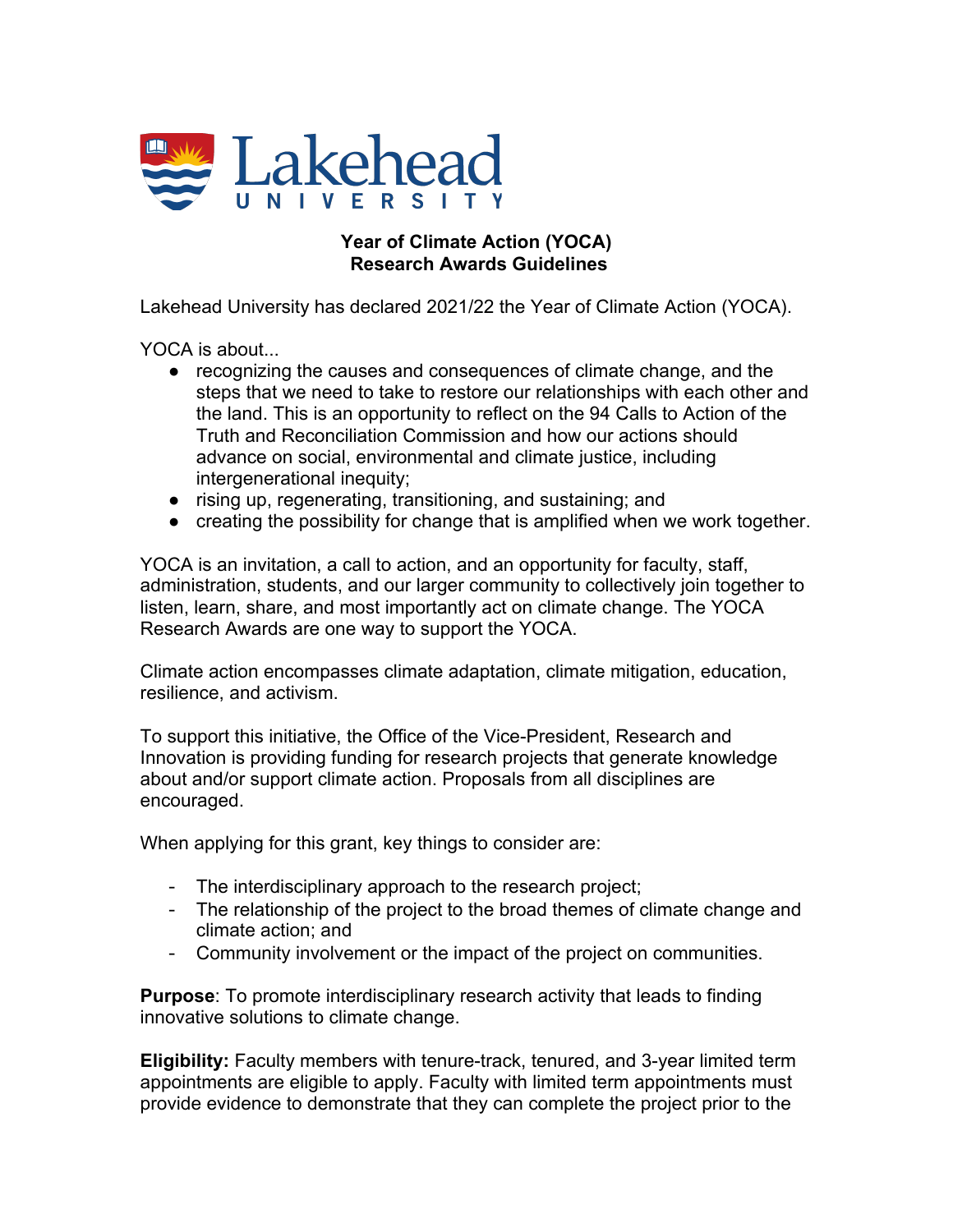# Year of Climate Action (YOCA)
# Research Awards Guidelines

Lakehead University has declared 2021/22 the Year of Climate Action (YOCA).

YOCA is about...

- recognizing the causes and consequences of climate change, and the steps that we need to take to restore our relationships with each other and the land. This is an opportunity to reflect on the 94 Calls to Action of the Truth and Reconciliation Commission and how our actions should advance on social, environmental and climate justice, including intergenerational inequity;
- rising up, regenerating, transitioning, and sustaining; and
- creating the possibility for change that is amplified when we work together.

YOCA is an invitation, a call to action, and an opportunity for faculty, staff, administration, students, and our larger community to collectively join together to listen, learn, share, and most importantly act on climate change. The YOCA Research Awards are one way to support the YOCA.

Climate action encompasses climate adaptation, climate mitigation, education, resilience, and activism.

To support this initiative, the Office of the Vice-President, Research and Innovation is providing funding for research projects that generate knowledge about and/or support climate action. Proposals from all disciplines are encouraged.

When applying for this grant, key things to consider are:

- The interdisciplinary approach to the research project;
- The relationship of the project to the broad themes of climate change and climate action; and
- Community involvement or the impact of the project on communities.

**Purpose**: To promote interdisciplinary research activity that leads to finding innovative solutions to climate change.

**Eligibility:** Faculty members with tenure-track, tenured, and 3-year limited term appointments are eligible to apply. Faculty with limited term appointments must provide evidence to demonstrate that they can complete the project prior to the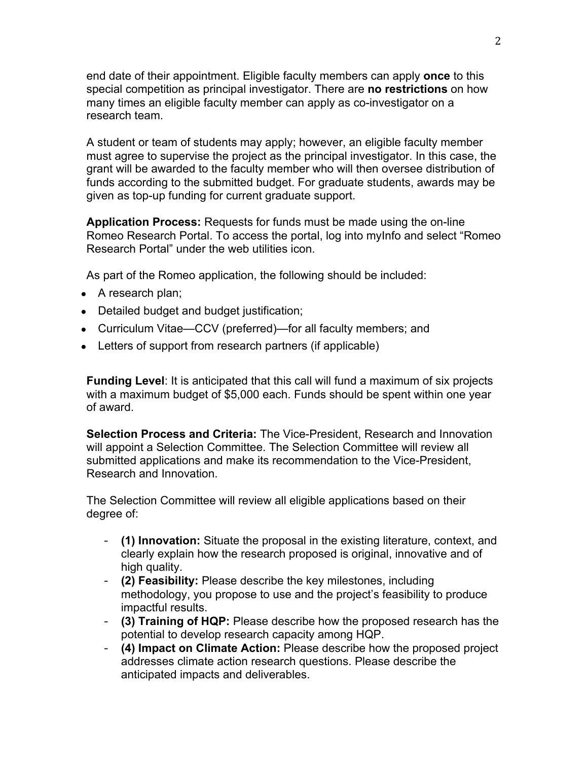end date of their appointment. Eligible faculty members can apply **once** to this special competition as principal investigator. There are **no restrictions** on how many times an eligible faculty member can apply as co-investigator on a research team.

A student or team of students may apply; however, an eligible faculty member must agree to supervise the project as the principal investigator. In this case, the grant will be awarded to the faculty member who will then oversee distribution of funds according to the submitted budget. For graduate students, awards may be given as top-up funding for current graduate support.

**Application Process:** Requests for funds must be made using the on-line Romeo Research Portal. To access the portal, log into myInfo and select "Romeo Research Portal" under the web utilities icon.

As part of the Romeo application, the following should be included:

- A research plan;
- Detailed budget and budget justification;
- Curriculum Vitae—CCV (preferred)—for all faculty members; and
- Letters of support from research partners (if applicable)

**Funding Level**: It is anticipated that this call will fund a maximum of six projects with a maximum budget of $5,000 each. Funds should be spent within one year of award.

**Selection Process and Criteria:** The Vice-President, Research and Innovation will appoint a Selection Committee. The Selection Committee will review all submitted applications and make its recommendation to the Vice-President, Research and Innovation.

The Selection Committee will review all eligible applications based on their degree of:

- **(1) Innovation:** Situate the proposal in the existing literature, context, and clearly explain how the research proposed is original, innovative and of high quality.
- **(2) Feasibility:** Please describe the key milestones, including methodology, you propose to use and the project's feasibility to produce impactful results.
- **(3) Training of HQP:** Please describe how the proposed research has the potential to develop research capacity among HQP.
- **(4) Impact on Climate Action:** Please describe how the proposed project addresses climate action research questions. Please describe the anticipated impacts and deliverables.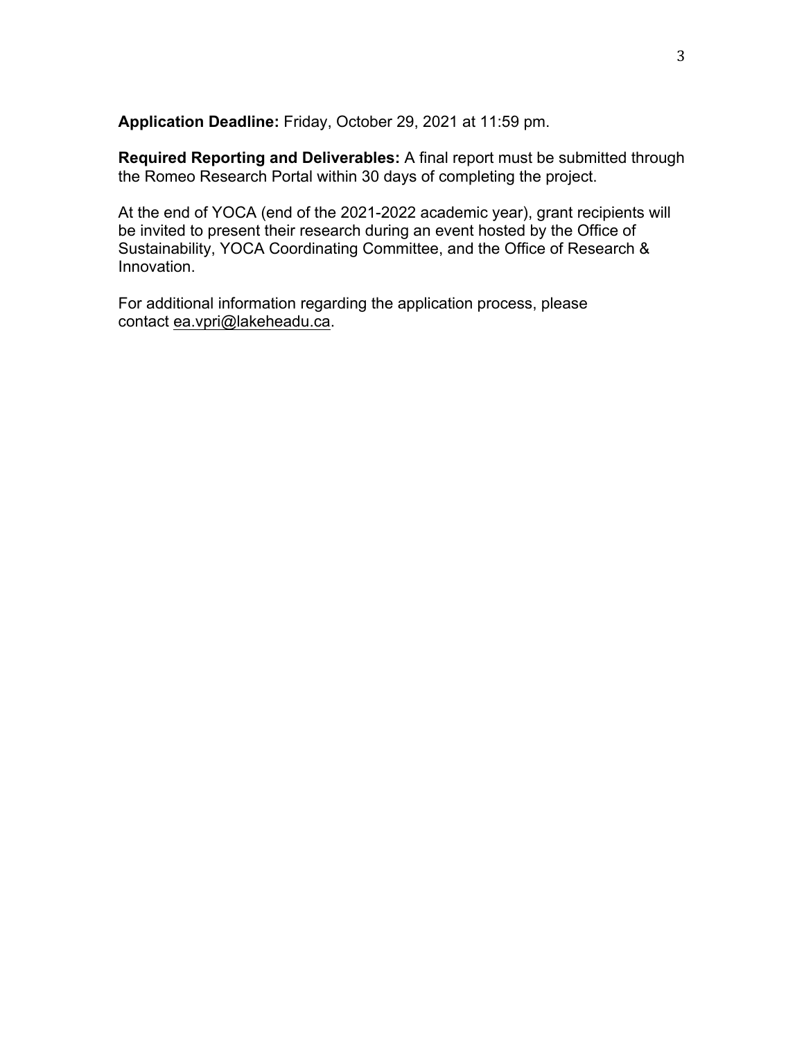**Application Deadline:** Friday, October 29, 2021 at 11:59 pm.

**Required Reporting and Deliverables:** A final report must be submitted through the Romeo Research Portal within 30 days of completing the project.

At the end of YOCA (end of the 2021-2022 academic year), grant recipients will be invited to present their research during an event hosted by the Office of Sustainability, YOCA Coordinating Committee, and the Office of Research & Innovation.

For additional information regarding the application process, please contact ea.vpri@lakeheadu.ca.